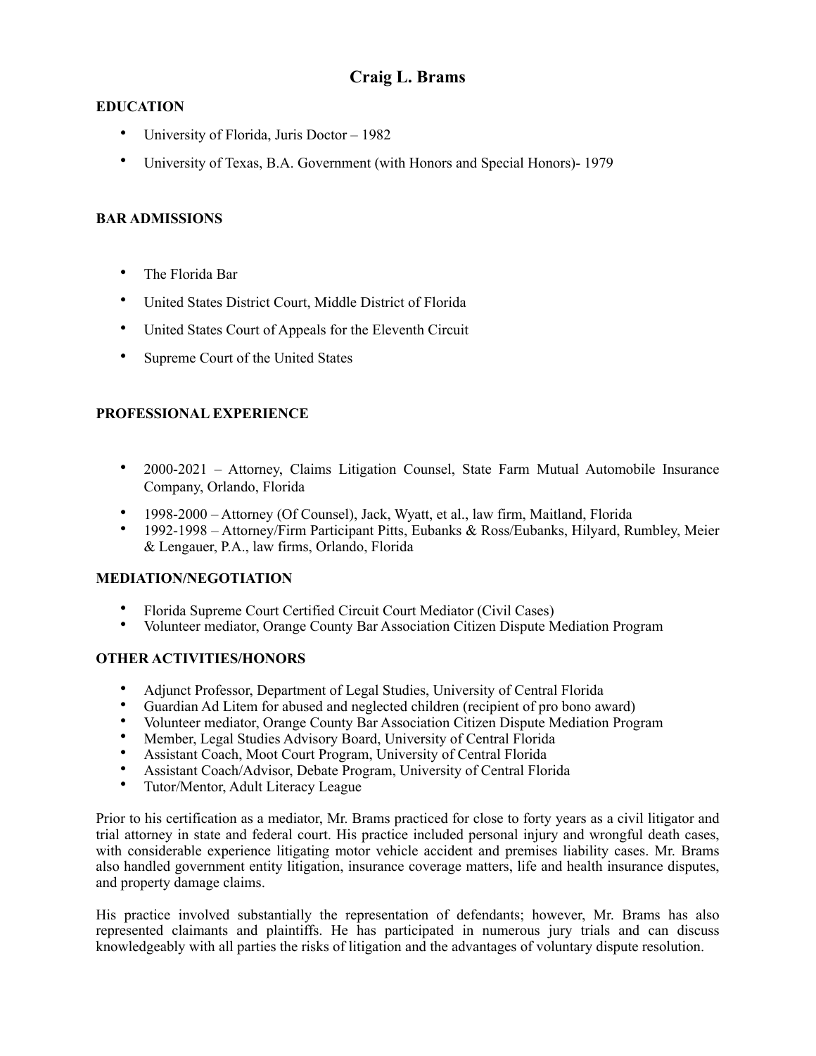# Craig L. Brams

## EDUCATION

- University of Florida, Juris Doctor – 1982
- University of Texas, B.A. Government (with Honors and Special Honors)- 1979

## BAR ADMISSIONS

- The Florida Bar
- United States District Court, Middle District of Florida
- United States Court of Appeals for the Eleventh Circuit
- Supreme Court of the United States

## PROFESSIONAL EXPERIENCE

- 2000-2021 – Attorney, Claims Litigation Counsel, State Farm Mutual Automobile Insurance Company, Orlando, Florida
- 1998-2000 – Attorney (Of Counsel), Jack, Wyatt, et al., law firm, Maitland, Florida
- 1992-1998 – Attorney/Firm Participant Pitts, Eubanks & Ross/Eubanks, Hilyard, Rumbley, Meier & Lengauer, P.A., law firms, Orlando, Florida

## MEDIATION/NEGOTIATION

- Florida Supreme Court Certified Circuit Court Mediator (Civil Cases)
- Volunteer mediator, Orange County Bar Association Citizen Dispute Mediation Program

## OTHER ACTIVITIES/HONORS

- Adjunct Professor, Department of Legal Studies, University of Central Florida
- Guardian Ad Litem for abused and neglected children (recipient of pro bono award)
- Volunteer mediator, Orange County Bar Association Citizen Dispute Mediation Program
- Member, Legal Studies Advisory Board, University of Central Florida
- Assistant Coach, Moot Court Program, University of Central Florida
- Assistant Coach/Advisor, Debate Program, University of Central Florida
- Tutor/Mentor, Adult Literacy League

Prior to his certification as a mediator, Mr. Brams practiced for close to forty years as a civil litigator and trial attorney in state and federal court. His practice included personal injury and wrongful death cases, with considerable experience litigating motor vehicle accident and premises liability cases. Mr. Brams also handled government entity litigation, insurance coverage matters, life and health insurance disputes, and property damage claims.

His practice involved substantially the representation of defendants; however, Mr. Brams has also represented claimants and plaintiffs. He has participated in numerous jury trials and can discuss knowledgeably with all parties the risks of litigation and the advantages of voluntary dispute resolution.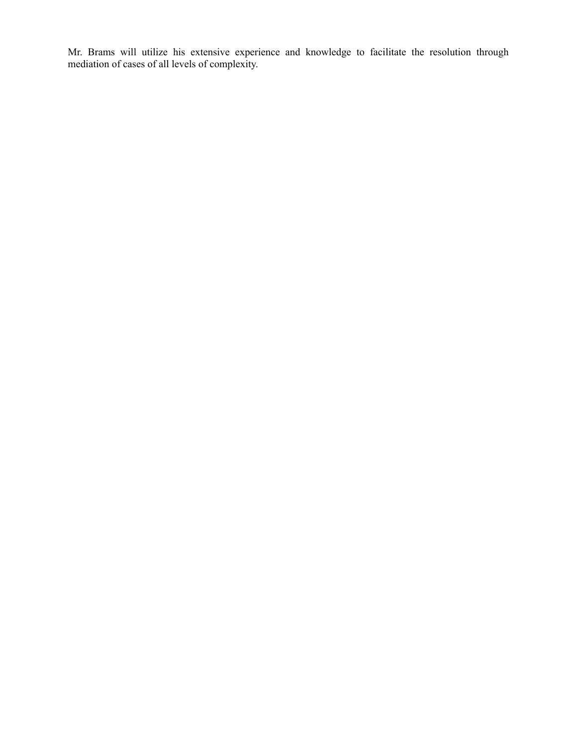Mr. Brams will utilize his extensive experience and knowledge to facilitate the resolution through mediation of cases of all levels of complexity.